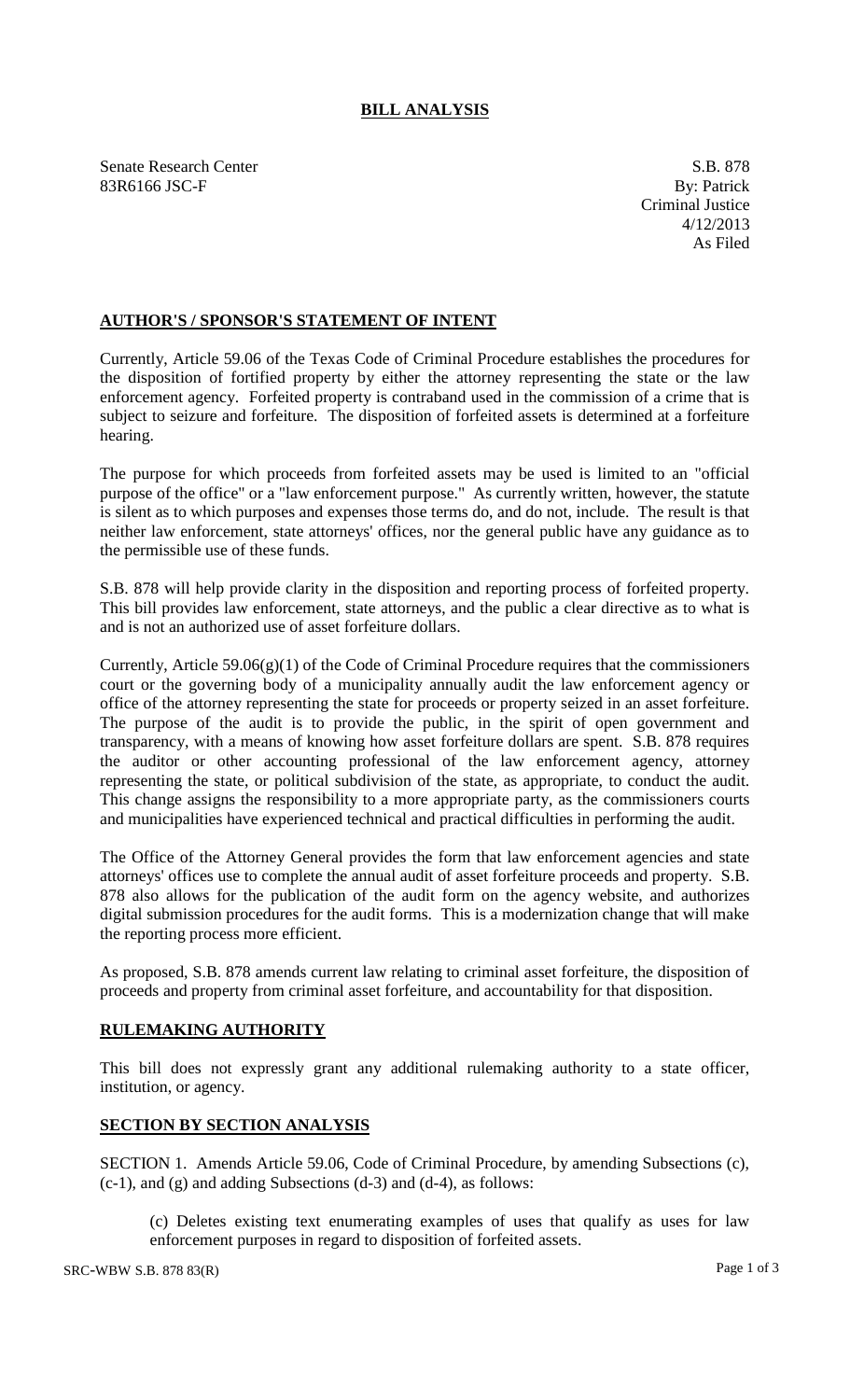# **BILL ANALYSIS**

Senate Research Center
83R6166 JSC-F

S.B. 878
By: Patrick
Criminal Justice
4/12/2013
As Filed

## **AUTHOR'S / SPONSOR'S STATEMENT OF INTENT**

Currently, Article 59.06 of the Texas Code of Criminal Procedure establishes the procedures for the disposition of fortified property by either the attorney representing the state or the law enforcement agency. Forfeited property is contraband used in the commission of a crime that is subject to seizure and forfeiture. The disposition of forfeited assets is determined at a forfeiture hearing.

The purpose for which proceeds from forfeited assets may be used is limited to an "official purpose of the office" or a "law enforcement purpose." As currently written, however, the statute is silent as to which purposes and expenses those terms do, and do not, include. The result is that neither law enforcement, state attorneys' offices, nor the general public have any guidance as to the permissible use of these funds.

S.B. 878 will help provide clarity in the disposition and reporting process of forfeited property. This bill provides law enforcement, state attorneys, and the public a clear directive as to what is and is not an authorized use of asset forfeiture dollars.

Currently, Article 59.06(g)(1) of the Code of Criminal Procedure requires that the commissioners court or the governing body of a municipality annually audit the law enforcement agency or office of the attorney representing the state for proceeds or property seized in an asset forfeiture. The purpose of the audit is to provide the public, in the spirit of open government and transparency, with a means of knowing how asset forfeiture dollars are spent. S.B. 878 requires the auditor or other accounting professional of the law enforcement agency, attorney representing the state, or political subdivision of the state, as appropriate, to conduct the audit. This change assigns the responsibility to a more appropriate party, as the commissioners courts and municipalities have experienced technical and practical difficulties in performing the audit.

The Office of the Attorney General provides the form that law enforcement agencies and state attorneys' offices use to complete the annual audit of asset forfeiture proceeds and property. S.B. 878 also allows for the publication of the audit form on the agency website, and authorizes digital submission procedures for the audit forms. This is a modernization change that will make the reporting process more efficient.

As proposed, S.B. 878 amends current law relating to criminal asset forfeiture, the disposition of proceeds and property from criminal asset forfeiture, and accountability for that disposition.

## **RULEMAKING AUTHORITY**

This bill does not expressly grant any additional rulemaking authority to a state officer, institution, or agency.

## **SECTION BY SECTION ANALYSIS**

SECTION 1. Amends Article 59.06, Code of Criminal Procedure, by amending Subsections (c), (c-1), and (g) and adding Subsections (d-3) and (d-4), as follows:

(c) Deletes existing text enumerating examples of uses that qualify as uses for law enforcement purposes in regard to disposition of forfeited assets.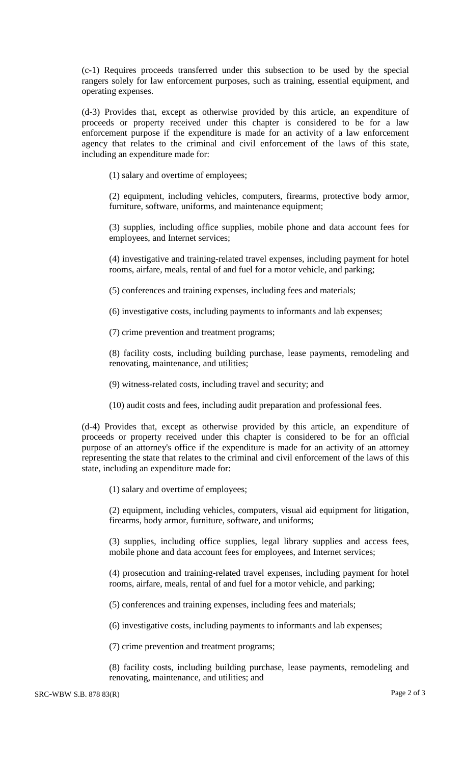(c-1) Requires proceeds transferred under this subsection to be used by the special rangers solely for law enforcement purposes, such as training, essential equipment, and operating expenses.

(d-3) Provides that, except as otherwise provided by this article, an expenditure of proceeds or property received under this chapter is considered to be for a law enforcement purpose if the expenditure is made for an activity of a law enforcement agency that relates to the criminal and civil enforcement of the laws of this state, including an expenditure made for:

(1) salary and overtime of employees;

(2) equipment, including vehicles, computers, firearms, protective body armor, furniture, software, uniforms, and maintenance equipment;

(3) supplies, including office supplies, mobile phone and data account fees for employees, and Internet services;

(4) investigative and training-related travel expenses, including payment for hotel rooms, airfare, meals, rental of and fuel for a motor vehicle, and parking;

(5) conferences and training expenses, including fees and materials;

(6) investigative costs, including payments to informants and lab expenses;

(7) crime prevention and treatment programs;

(8) facility costs, including building purchase, lease payments, remodeling and renovating, maintenance, and utilities;

(9) witness-related costs, including travel and security; and

(10) audit costs and fees, including audit preparation and professional fees.

(d-4) Provides that, except as otherwise provided by this article, an expenditure of proceeds or property received under this chapter is considered to be for an official purpose of an attorney's office if the expenditure is made for an activity of an attorney representing the state that relates to the criminal and civil enforcement of the laws of this state, including an expenditure made for:

(1) salary and overtime of employees;

(2) equipment, including vehicles, computers, visual aid equipment for litigation, firearms, body armor, furniture, software, and uniforms;

(3) supplies, including office supplies, legal library supplies and access fees, mobile phone and data account fees for employees, and Internet services;

(4) prosecution and training-related travel expenses, including payment for hotel rooms, airfare, meals, rental of and fuel for a motor vehicle, and parking;

(5) conferences and training expenses, including fees and materials;

(6) investigative costs, including payments to informants and lab expenses;

(7) crime prevention and treatment programs;

(8) facility costs, including building purchase, lease payments, remodeling and renovating, maintenance, and utilities; and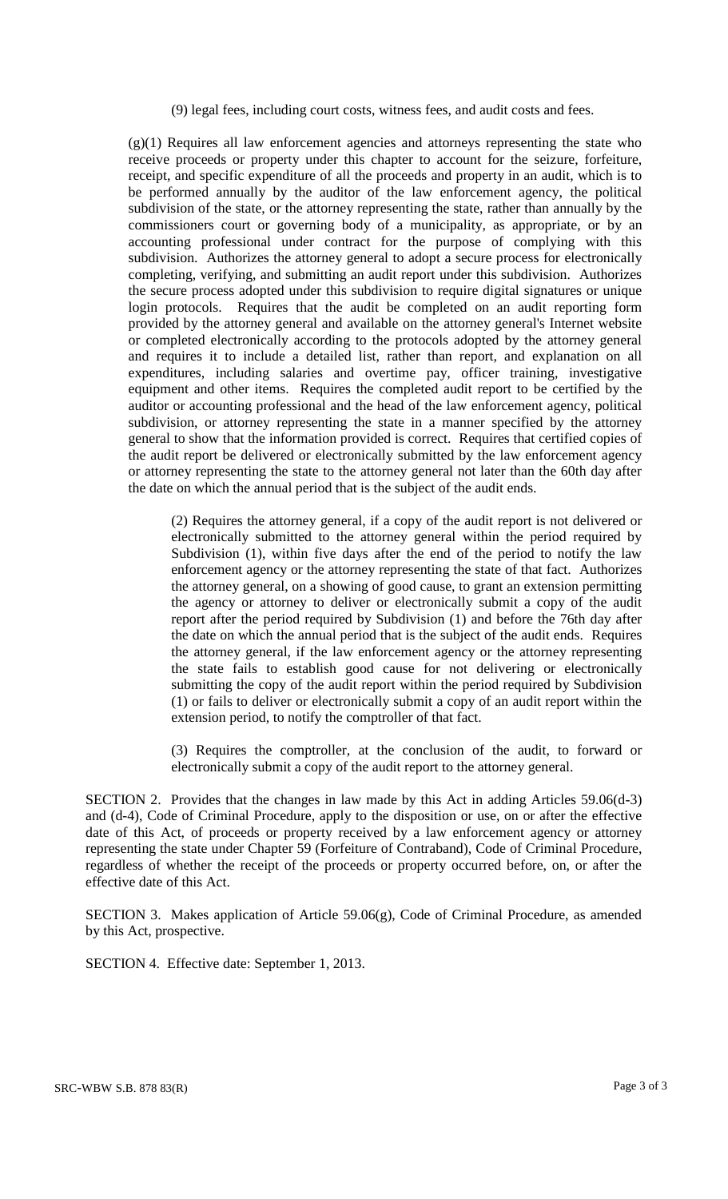(9) legal fees, including court costs, witness fees, and audit costs and fees.

(g)(1) Requires all law enforcement agencies and attorneys representing the state who receive proceeds or property under this chapter to account for the seizure, forfeiture, receipt, and specific expenditure of all the proceeds and property in an audit, which is to be performed annually by the auditor of the law enforcement agency, the political subdivision of the state, or the attorney representing the state, rather than annually by the commissioners court or governing body of a municipality, as appropriate, or by an accounting professional under contract for the purpose of complying with this subdivision. Authorizes the attorney general to adopt a secure process for electronically completing, verifying, and submitting an audit report under this subdivision. Authorizes the secure process adopted under this subdivision to require digital signatures or unique login protocols. Requires that the audit be completed on an audit reporting form provided by the attorney general and available on the attorney general's Internet website or completed electronically according to the protocols adopted by the attorney general and requires it to include a detailed list, rather than report, and explanation on all expenditures, including salaries and overtime pay, officer training, investigative equipment and other items. Requires the completed audit report to be certified by the auditor or accounting professional and the head of the law enforcement agency, political subdivision, or attorney representing the state in a manner specified by the attorney general to show that the information provided is correct. Requires that certified copies of the audit report be delivered or electronically submitted by the law enforcement agency or attorney representing the state to the attorney general not later than the 60th day after the date on which the annual period that is the subject of the audit ends.

(2) Requires the attorney general, if a copy of the audit report is not delivered or electronically submitted to the attorney general within the period required by Subdivision (1), within five days after the end of the period to notify the law enforcement agency or the attorney representing the state of that fact. Authorizes the attorney general, on a showing of good cause, to grant an extension permitting the agency or attorney to deliver or electronically submit a copy of the audit report after the period required by Subdivision (1) and before the 76th day after the date on which the annual period that is the subject of the audit ends. Requires the attorney general, if the law enforcement agency or the attorney representing the state fails to establish good cause for not delivering or electronically submitting the copy of the audit report within the period required by Subdivision (1) or fails to deliver or electronically submit a copy of an audit report within the extension period, to notify the comptroller of that fact.

(3) Requires the comptroller, at the conclusion of the audit, to forward or electronically submit a copy of the audit report to the attorney general.

SECTION 2. Provides that the changes in law made by this Act in adding Articles 59.06(d-3) and (d-4), Code of Criminal Procedure, apply to the disposition or use, on or after the effective date of this Act, of proceeds or property received by a law enforcement agency or attorney representing the state under Chapter 59 (Forfeiture of Contraband), Code of Criminal Procedure, regardless of whether the receipt of the proceeds or property occurred before, on, or after the effective date of this Act.

SECTION 3. Makes application of Article 59.06(g), Code of Criminal Procedure, as amended by this Act, prospective.

SECTION 4. Effective date: September 1, 2013.